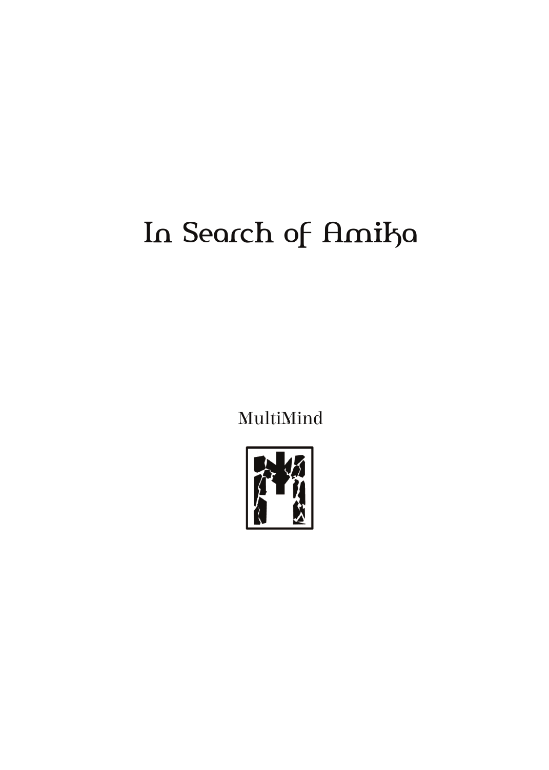# In Search of Amika

MultiMind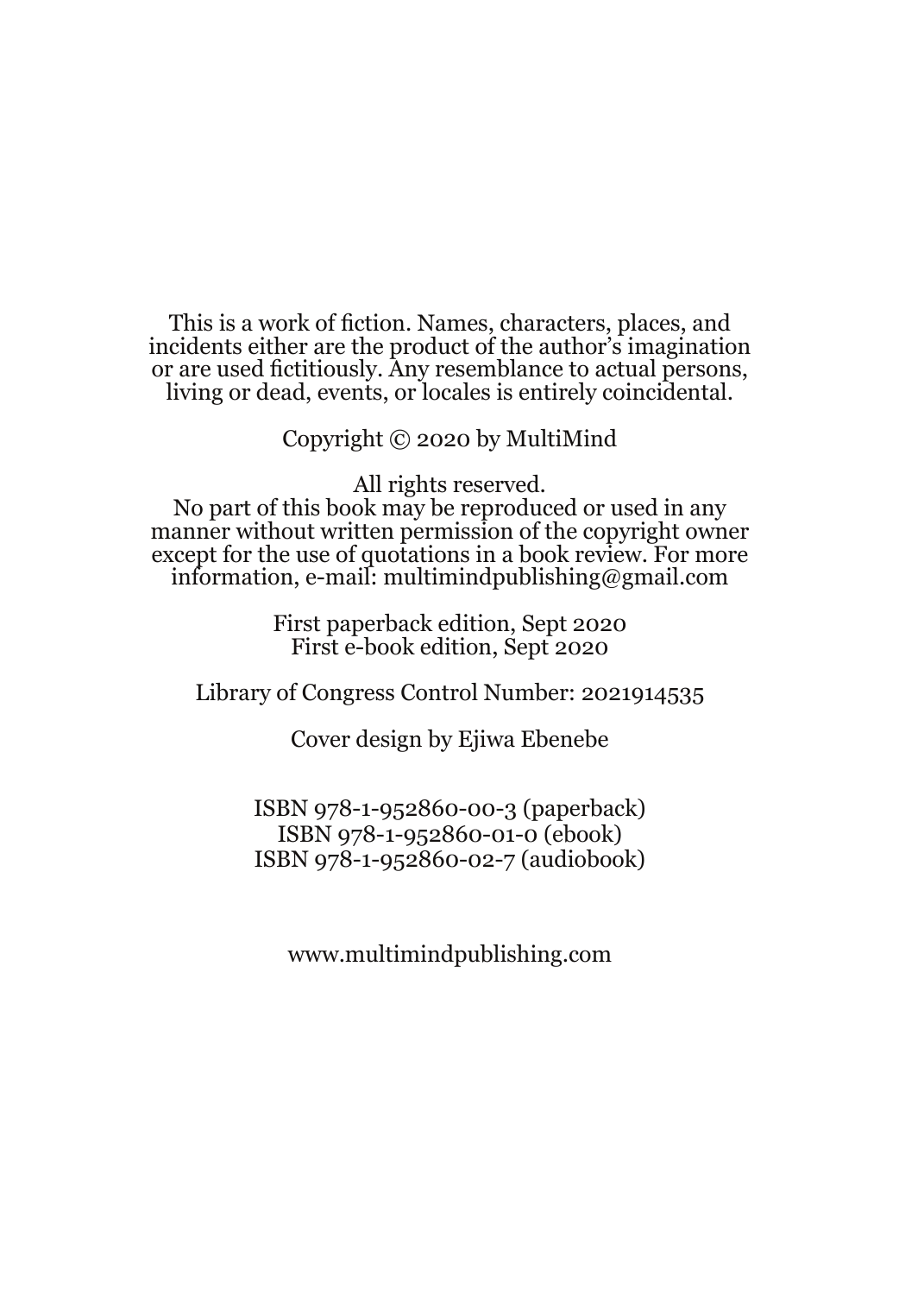This is a work of fiction. Names, characters, places, and incidents either are the product of the author's imagination or are used fictitiously. Any resemblance to actual persons, living or dead, events, or locales is entirely coincidental.

Copyright © 2020 by MultiMind

All rights reserved.
No part of this book may be reproduced or used in any manner without written permission of the copyright owner except for the use of quotations in a book review. For more information, e-mail: multimindpublishing@gmail.com

First paperback edition, Sept 2020
First e-book edition, Sept 2020

Library of Congress Control Number: 2021914535

Cover design by Ejiwa Ebenebe

ISBN 978-1-952860-00-3 (paperback)
ISBN 978-1-952860-01-0 (ebook)
ISBN 978-1-952860-02-7 (audiobook)

www.multimindpublishing.com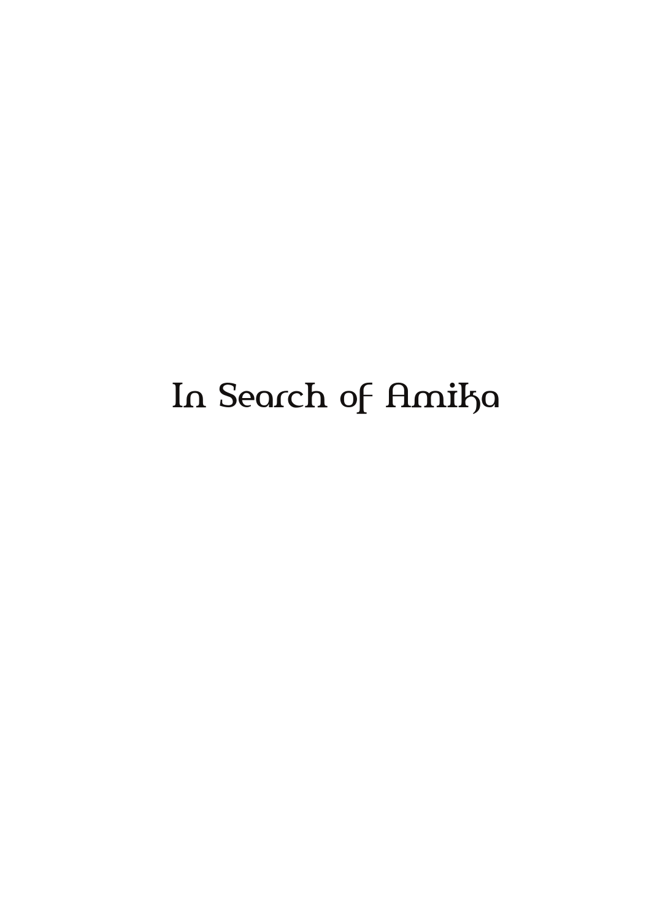# In Search of Amika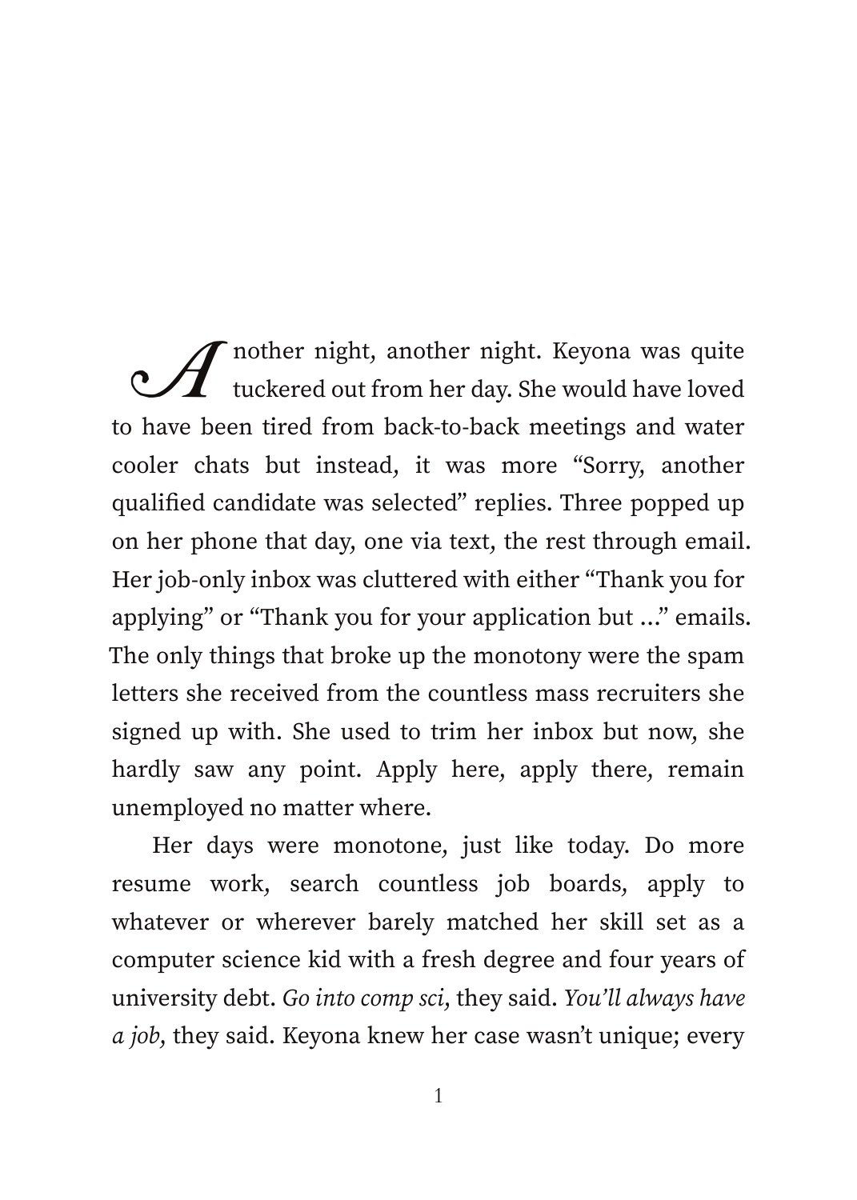Another night, another night. Keyona was quite tuckered out from her day. She would have loved to have been tired from back-to-back meetings and water cooler chats but instead, it was more “Sorry, another qualified candidate was selected” replies. Three popped up on her phone that day, one via text, the rest through email. Her job-only inbox was cluttered with either “Thank you for applying” or “Thank you for your application but ...” emails. The only things that broke up the monotony were the spam letters she received from the countless mass recruiters she signed up with. She used to trim her inbox but now, she hardly saw any point. Apply here, apply there, remain unemployed no matter where.

Her days were monotone, just like today. Do more resume work, search countless job boards, apply to whatever or wherever barely matched her skill set as a computer science kid with a fresh degree and four years of university debt. *Go into comp sci*, they said. *You’ll always have a job*, they said. Keyona knew her case wasn’t unique; every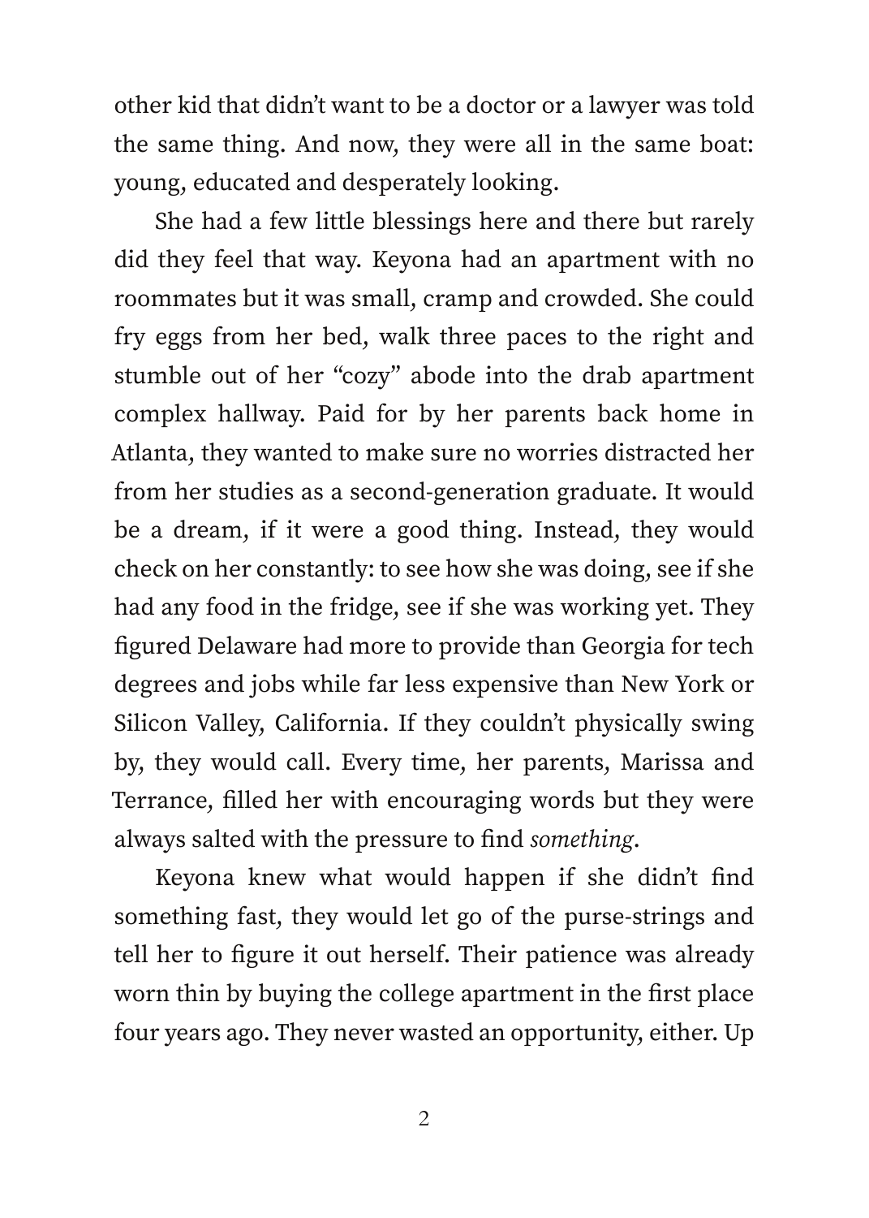other kid that didn't want to be a doctor or a lawyer was told the same thing. And now, they were all in the same boat: young, educated and desperately looking.

She had a few little blessings here and there but rarely did they feel that way. Keyona had an apartment with no roommates but it was small, cramp and crowded. She could fry eggs from her bed, walk three paces to the right and stumble out of her "cozy" abode into the drab apartment complex hallway. Paid for by her parents back home in Atlanta, they wanted to make sure no worries distracted her from her studies as a second-generation graduate. It would be a dream, if it were a good thing. Instead, they would check on her constantly: to see how she was doing, see if she had any food in the fridge, see if she was working yet. They figured Delaware had more to provide than Georgia for tech degrees and jobs while far less expensive than New York or Silicon Valley, California. If they couldn't physically swing by, they would call. Every time, her parents, Marissa and Terrance, filled her with encouraging words but they were always salted with the pressure to find *something*.

Keyona knew what would happen if she didn't find something fast, they would let go of the purse-strings and tell her to figure it out herself. Their patience was already worn thin by buying the college apartment in the first place four years ago. They never wasted an opportunity, either. Up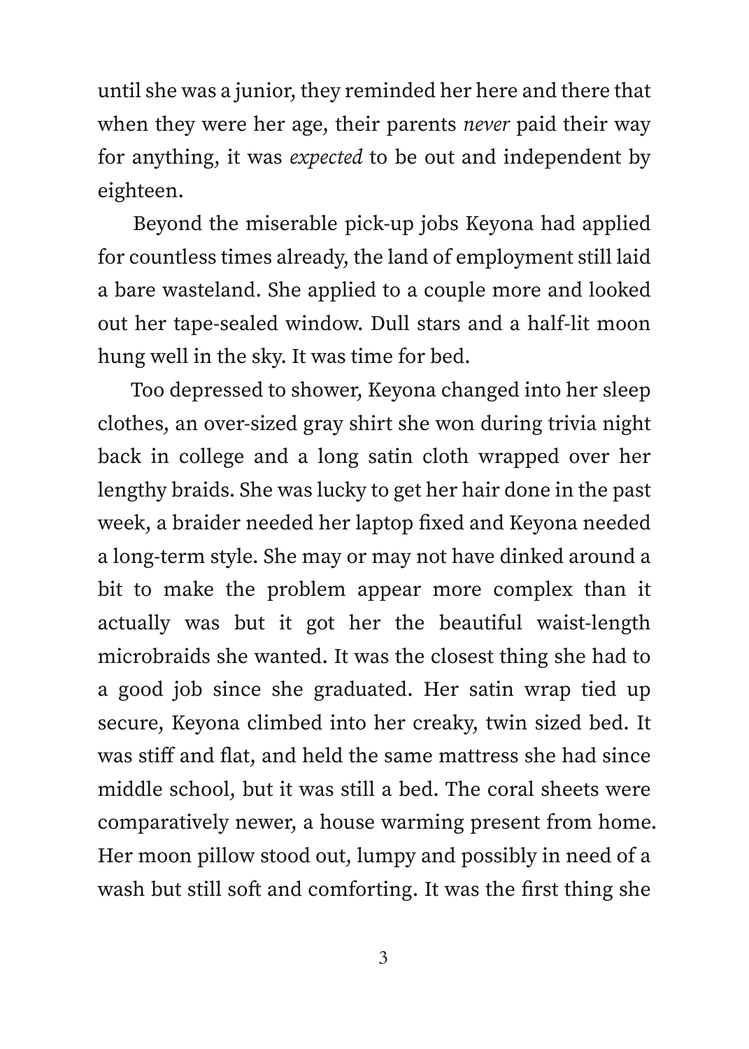until she was a junior, they reminded her here and there that when they were her age, their parents *never* paid their way for anything, it was *expected* to be out and independent by eighteen.

Beyond the miserable pick-up jobs Keyona had applied for countless times already, the land of employment still laid a bare wasteland. She applied to a couple more and looked out her tape-sealed window. Dull stars and a half-lit moon hung well in the sky. It was time for bed.

Too depressed to shower, Keyona changed into her sleep clothes, an over-sized gray shirt she won during trivia night back in college and a long satin cloth wrapped over her lengthy braids. She was lucky to get her hair done in the past week, a braider needed her laptop fixed and Keyona needed a long-term style. She may or may not have dinked around a bit to make the problem appear more complex than it actually was but it got her the beautiful waist-length microbraids she wanted. It was the closest thing she had to a good job since she graduated. Her satin wrap tied up secure, Keyona climbed into her creaky, twin sized bed. It was stiff and flat, and held the same mattress she had since middle school, but it was still a bed. The coral sheets were comparatively newer, a house warming present from home. Her moon pillow stood out, lumpy and possibly in need of a wash but still soft and comforting. It was the first thing she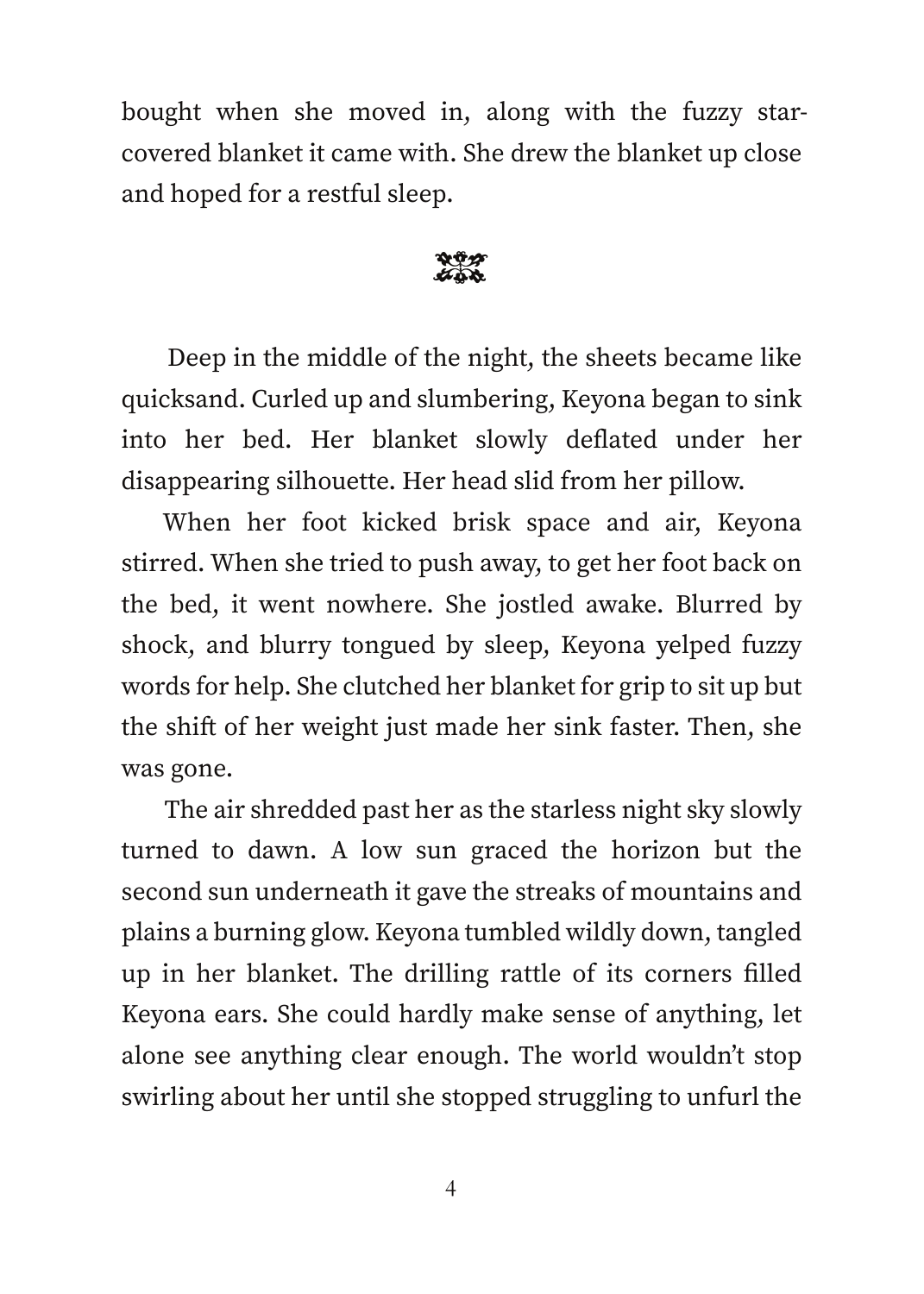bought when she moved in, along with the fuzzy star-covered blanket it came with. She drew the blanket up close and hoped for a restful sleep.

❦

Deep in the middle of the night, the sheets became like quicksand. Curled up and slumbering, Keyona began to sink into her bed. Her blanket slowly deflated under her disappearing silhouette. Her head slid from her pillow.

When her foot kicked brisk space and air, Keyona stirred. When she tried to push away, to get her foot back on the bed, it went nowhere. She jostled awake. Blurred by shock, and blurry tongued by sleep, Keyona yelped fuzzy words for help. She clutched her blanket for grip to sit up but the shift of her weight just made her sink faster. Then, she was gone.

The air shredded past her as the starless night sky slowly turned to dawn. A low sun graced the horizon but the second sun underneath it gave the streaks of mountains and plains a burning glow. Keyona tumbled wildly down, tangled up in her blanket. The drilling rattle of its corners filled Keyona ears. She could hardly make sense of anything, let alone see anything clear enough. The world wouldn't stop swirling about her until she stopped struggling to unfurl the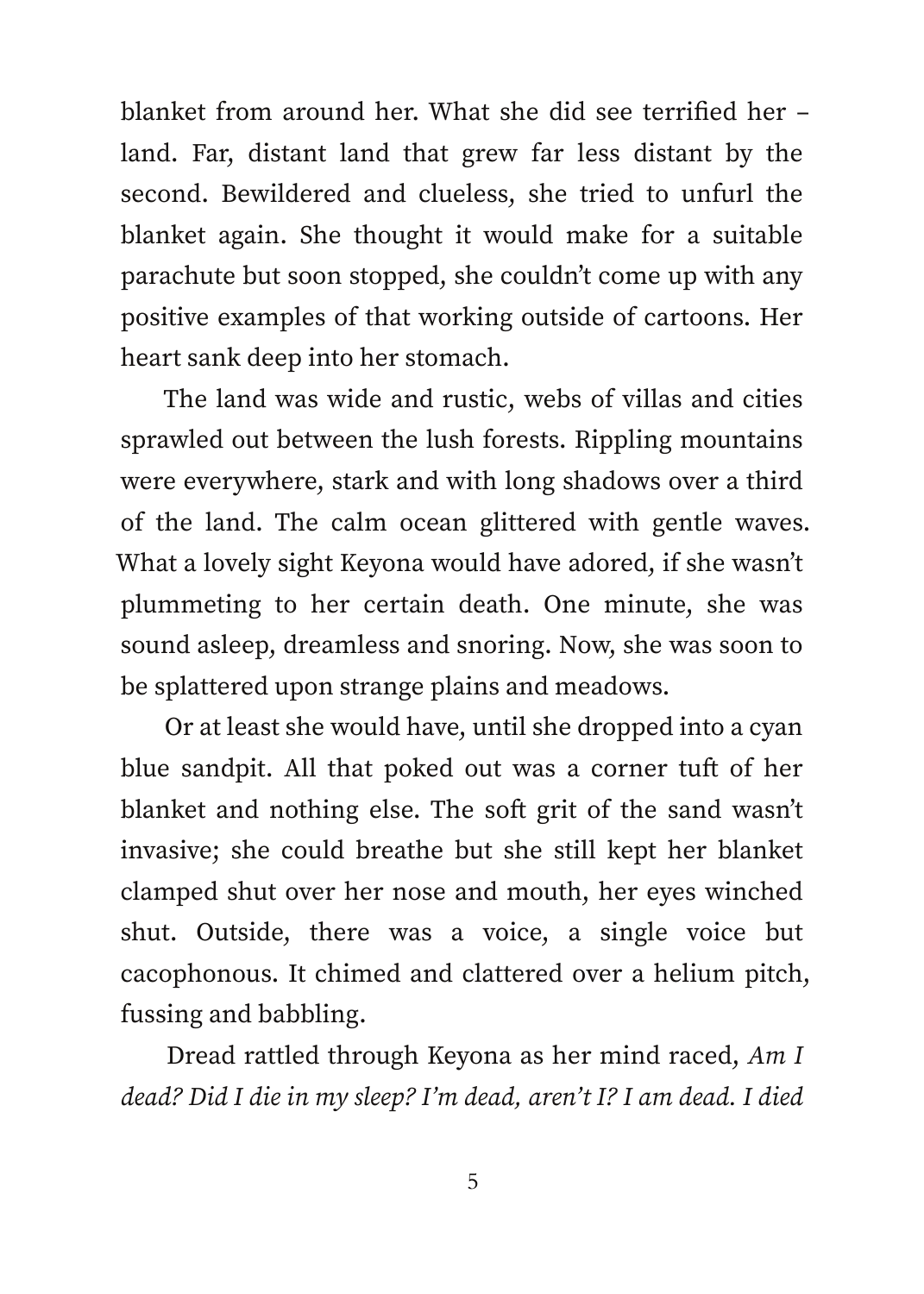blanket from around her. What she did see terrified her – land. Far, distant land that grew far less distant by the second. Bewildered and clueless, she tried to unfurl the blanket again. She thought it would make for a suitable parachute but soon stopped, she couldn't come up with any positive examples of that working outside of cartoons. Her heart sank deep into her stomach.

The land was wide and rustic, webs of villas and cities sprawled out between the lush forests. Rippling mountains were everywhere, stark and with long shadows over a third of the land. The calm ocean glittered with gentle waves. What a lovely sight Keyona would have adored, if she wasn't plummeting to her certain death. One minute, she was sound asleep, dreamless and snoring. Now, she was soon to be splattered upon strange plains and meadows.

Or at least she would have, until she dropped into a cyan blue sandpit. All that poked out was a corner tuft of her blanket and nothing else. The soft grit of the sand wasn't invasive; she could breathe but she still kept her blanket clamped shut over her nose and mouth, her eyes winched shut. Outside, there was a voice, a single voice but cacophonous. It chimed and clattered over a helium pitch, fussing and babbling.

Dread rattled through Keyona as her mind raced, *Am I dead? Did I die in my sleep? I'm dead, aren't I? I am dead. I died*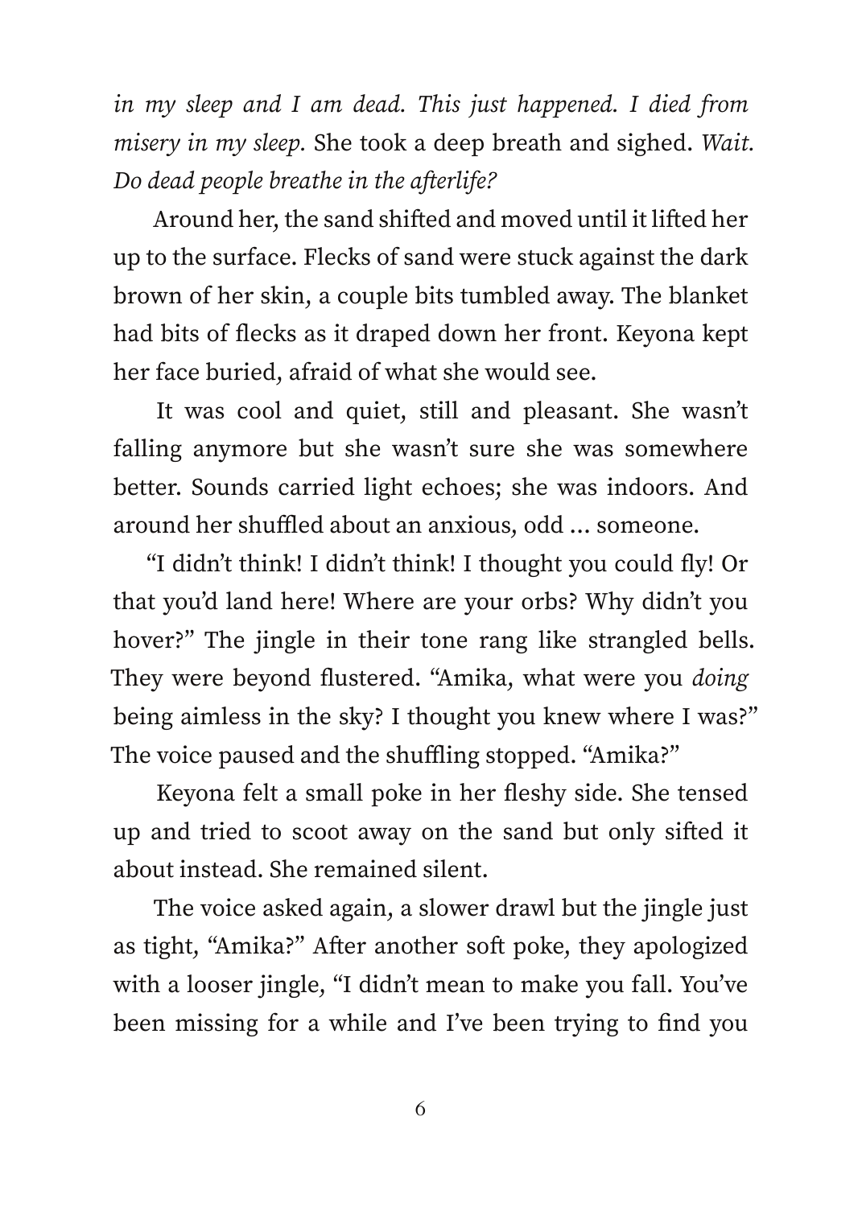*in my sleep and I am dead. This just happened. I died from misery in my sleep.* She took a deep breath and sighed. *Wait. Do dead people breathe in the afterlife?*

Around her, the sand shifted and moved until it lifted her up to the surface. Flecks of sand were stuck against the dark brown of her skin, a couple bits tumbled away. The blanket had bits of flecks as it draped down her front. Keyona kept her face buried, afraid of what she would see.

It was cool and quiet, still and pleasant. She wasn't falling anymore but she wasn't sure she was somewhere better. Sounds carried light echoes; she was indoors. And around her shuffled about an anxious, odd … someone.

"I didn't think! I didn't think! I thought you could fly! Or that you'd land here! Where are your orbs? Why didn't you hover?" The jingle in their tone rang like strangled bells. They were beyond flustered. "Amika, what were you *doing* being aimless in the sky? I thought you knew where I was?" The voice paused and the shuffling stopped. "Amika?"

Keyona felt a small poke in her fleshy side. She tensed up and tried to scoot away on the sand but only sifted it about instead. She remained silent.

The voice asked again, a slower drawl but the jingle just as tight, "Amika?" After another soft poke, they apologized with a looser jingle, "I didn't mean to make you fall. You've been missing for a while and I've been trying to find you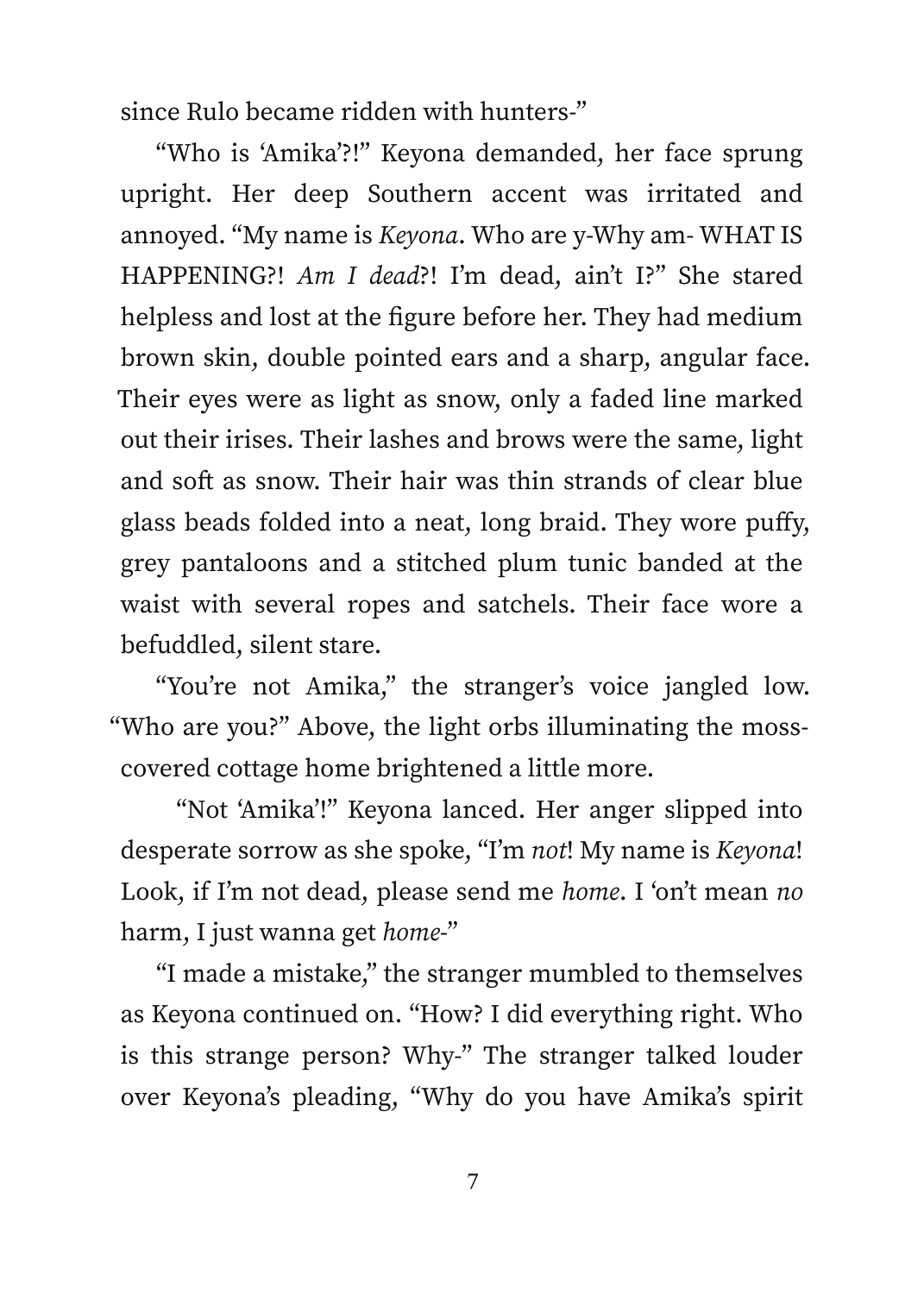since Rulo became ridden with hunters-”

“Who is ‘Amika’?!” Keyona demanded, her face sprung upright. Her deep Southern accent was irritated and annoyed. “My name is *Keyona*. Who are y-Why am- WHAT IS HAPPENING?! *Am I dead*?! I’m dead, ain’t I?” She stared helpless and lost at the figure before her. They had medium brown skin, double pointed ears and a sharp, angular face. Their eyes were as light as snow, only a faded line marked out their irises. Their lashes and brows were the same, light and soft as snow. Their hair was thin strands of clear blue glass beads folded into a neat, long braid. They wore puffy, grey pantaloons and a stitched plum tunic banded at the waist with several ropes and satchels. Their face wore a befuddled, silent stare.

“You’re not Amika,” the stranger’s voice jangled low. “Who are you?” Above, the light orbs illuminating the moss-covered cottage home brightened a little more.

“Not ‘Amika’!” Keyona lanced. Her anger slipped into desperate sorrow as she spoke, “I’m *not*! My name is *Keyona*! Look, if I’m not dead, please send me *home*. I ‘on’t mean *no* harm, I just wanna get *home*-”

“I made a mistake,” the stranger mumbled to themselves as Keyona continued on. “How? I did everything right. Who is this strange person? Why-” The stranger talked louder over Keyona’s pleading, “Why do you have Amika’s spirit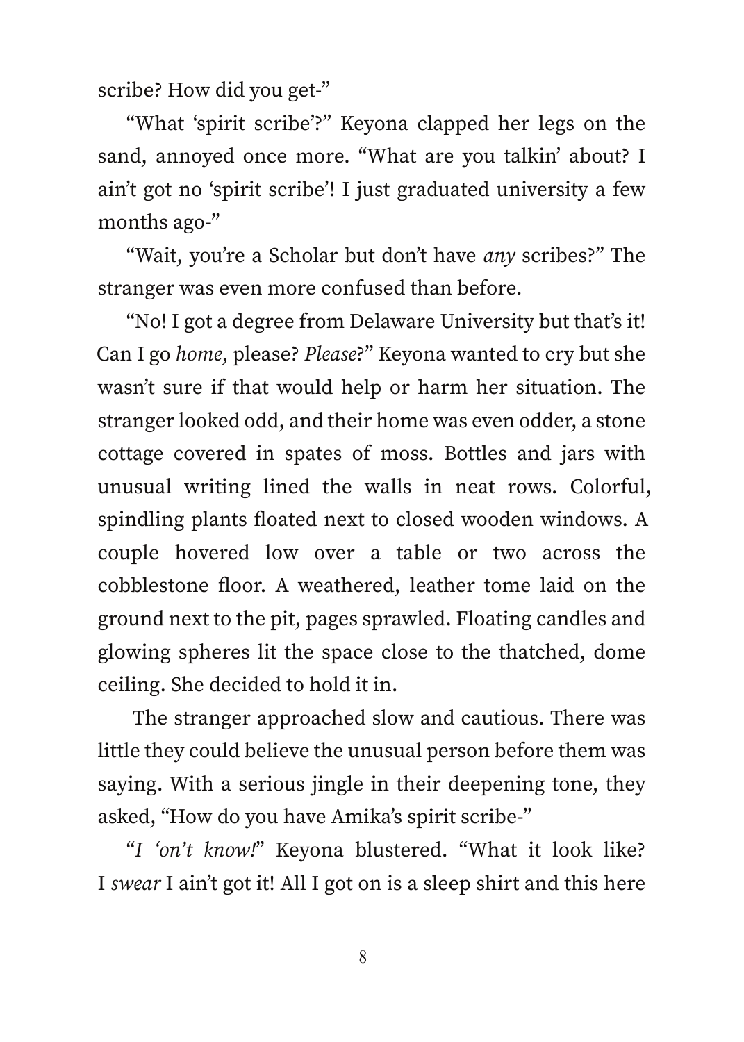scribe? How did you get-"

"What 'spirit scribe'?" Keyona clapped her legs on the sand, annoyed once more. "What are you talkin' about? I ain't got no 'spirit scribe'! I just graduated university a few months ago-"

"Wait, you're a Scholar but don't have *any* scribes?" The stranger was even more confused than before.

"No! I got a degree from Delaware University but that's it! Can I go *home*, please? *Please*?" Keyona wanted to cry but she wasn't sure if that would help or harm her situation. The stranger looked odd, and their home was even odder, a stone cottage covered in spates of moss. Bottles and jars with unusual writing lined the walls in neat rows. Colorful, spindling plants floated next to closed wooden windows. A couple hovered low over a table or two across the cobblestone floor. A weathered, leather tome laid on the ground next to the pit, pages sprawled. Floating candles and glowing spheres lit the space close to the thatched, dome ceiling. She decided to hold it in.

The stranger approached slow and cautious. There was little they could believe the unusual person before them was saying. With a serious jingle in their deepening tone, they asked, "How do you have Amika's spirit scribe-"

"*I 'on't know!*" Keyona blustered. "What it look like? I *swear* I ain't got it! All I got on is a sleep shirt and this here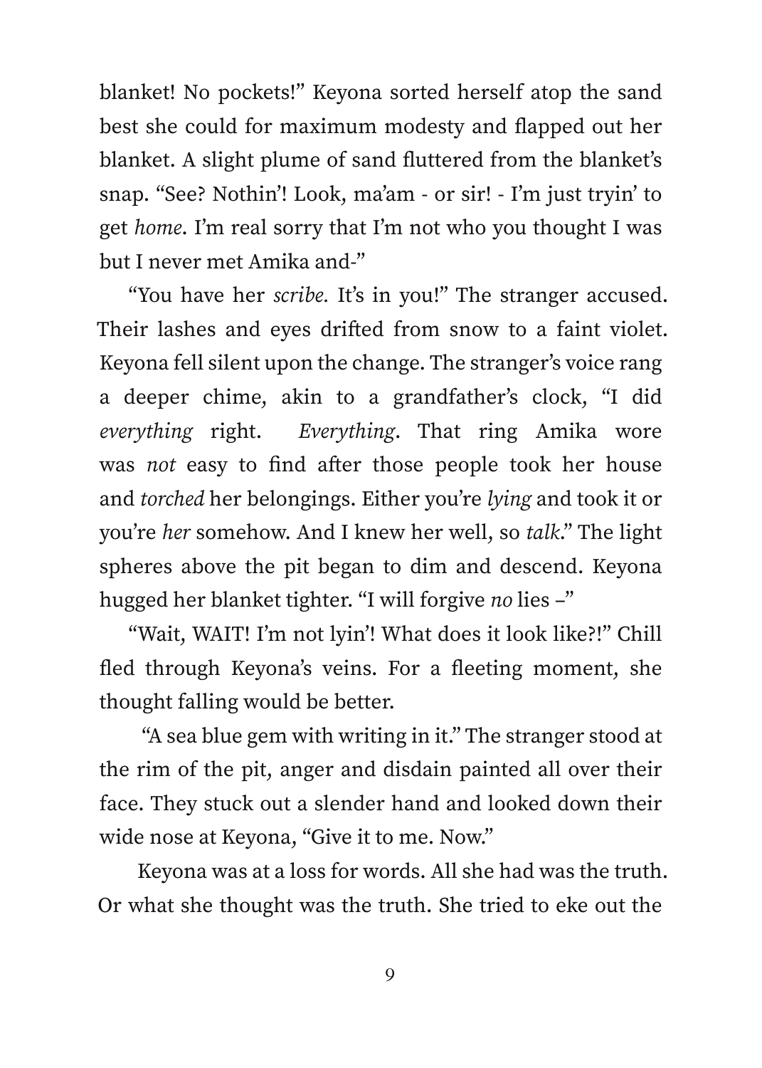blanket! No pockets!" Keyona sorted herself atop the sand best she could for maximum modesty and flapped out her blanket. A slight plume of sand fluttered from the blanket's snap. "See? Nothin'! Look, ma'am - or sir! - I'm just tryin' to get *home*. I'm real sorry that I'm not who you thought I was but I never met Amika and-"

"You have her *scribe.* It's in you!" The stranger accused. Their lashes and eyes drifted from snow to a faint violet. Keyona fell silent upon the change. The stranger's voice rang a deeper chime, akin to a grandfather's clock, "I did *everything* right. *Everything*. That ring Amika wore was *not* easy to find after those people took her house and *torched* her belongings. Either you're *lying* and took it or you're *her* somehow. And I knew her well, so *talk*." The light spheres above the pit began to dim and descend. Keyona hugged her blanket tighter. "I will forgive *no* lies –"

"Wait, WAIT! I'm not lyin'! What does it look like?!" Chill fled through Keyona's veins. For a fleeting moment, she thought falling would be better.

"A sea blue gem with writing in it." The stranger stood at the rim of the pit, anger and disdain painted all over their face. They stuck out a slender hand and looked down their wide nose at Keyona, "Give it to me. Now."

Keyona was at a loss for words. All she had was the truth. Or what she thought was the truth. She tried to eke out the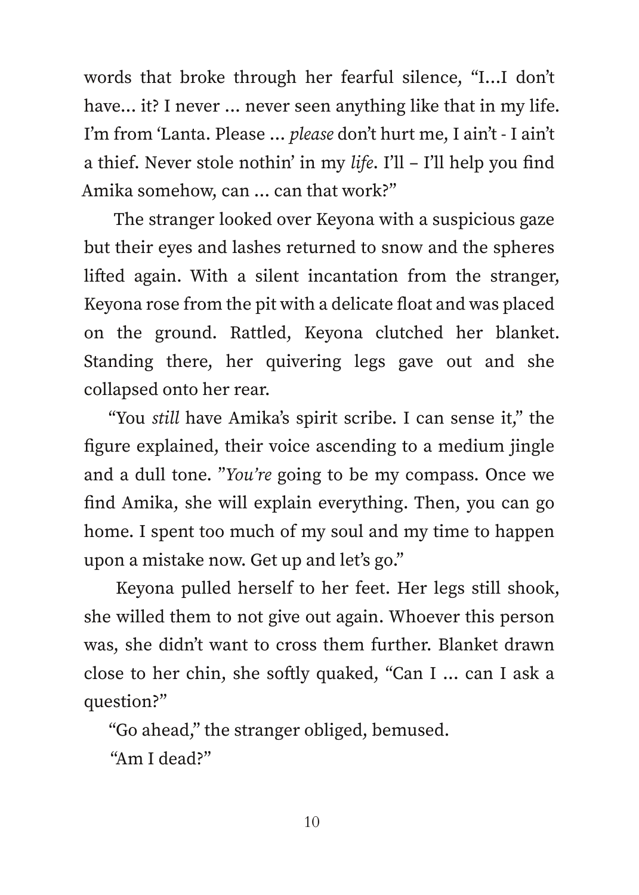words that broke through her fearful silence, "I...I don't have... it? I never ... never seen anything like that in my life. I'm from 'Lanta. Please ... *please* don't hurt me, I ain't - I ain't a thief. Never stole nothin' in my *life*. I'll – I'll help you find Amika somehow, can ... can that work?"

The stranger looked over Keyona with a suspicious gaze but their eyes and lashes returned to snow and the spheres lifted again. With a silent incantation from the stranger, Keyona rose from the pit with a delicate float and was placed on the ground. Rattled, Keyona clutched her blanket. Standing there, her quivering legs gave out and she collapsed onto her rear.

"You *still* have Amika's spirit scribe. I can sense it," the figure explained, their voice ascending to a medium jingle and a dull tone. "*You're* going to be my compass. Once we find Amika, she will explain everything. Then, you can go home. I spent too much of my soul and my time to happen upon a mistake now. Get up and let's go."

Keyona pulled herself to her feet. Her legs still shook, she willed them to not give out again. Whoever this person was, she didn't want to cross them further. Blanket drawn close to her chin, she softly quaked, "Can I ... can I ask a question?"

"Go ahead," the stranger obliged, bemused.

"Am I dead?"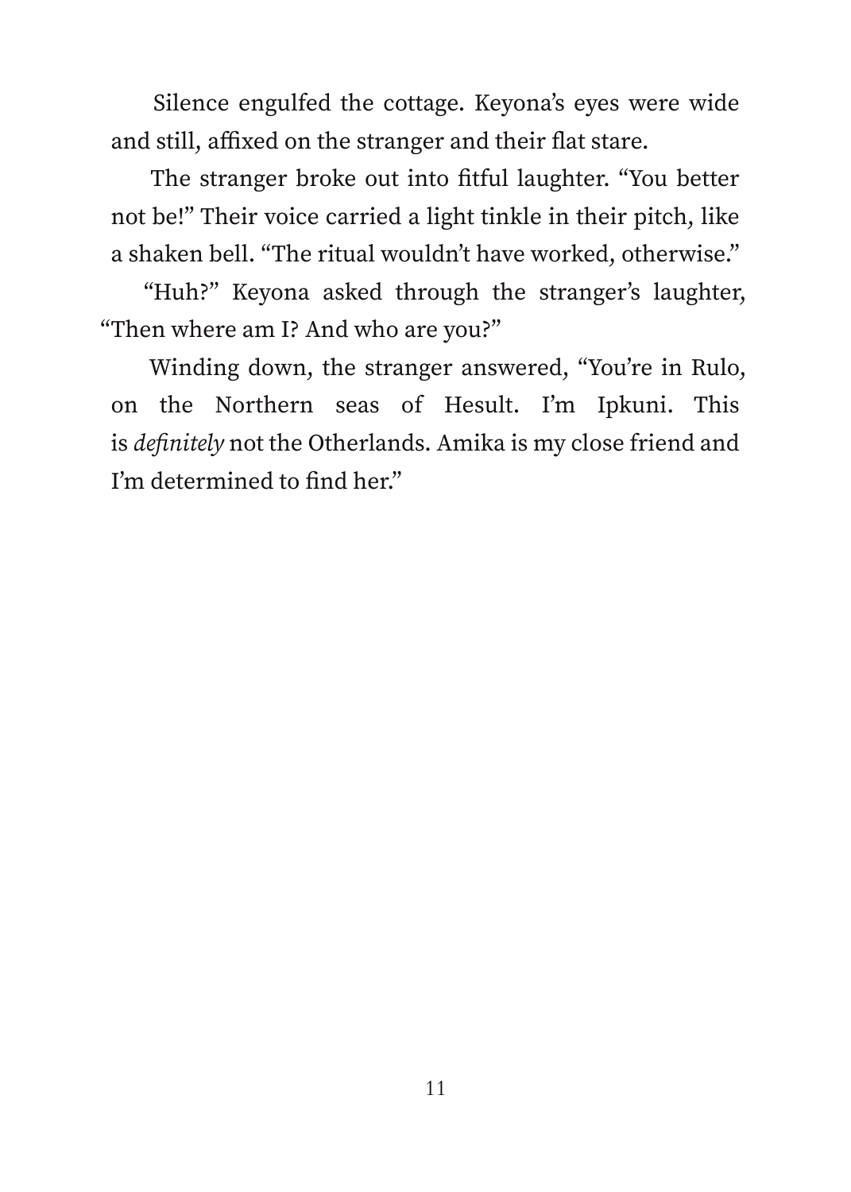Silence engulfed the cottage. Keyona's eyes were wide and still, affixed on the stranger and their flat stare.

The stranger broke out into fitful laughter. "You better not be!" Their voice carried a light tinkle in their pitch, like a shaken bell. "The ritual wouldn't have worked, otherwise."

"Huh?" Keyona asked through the stranger's laughter, "Then where am I? And who are you?"

Winding down, the stranger answered, "You're in Rulo, on the Northern seas of Hesult. I'm Ipkuni. This is *definitely* not the Otherlands. Amika is my close friend and I'm determined to find her."